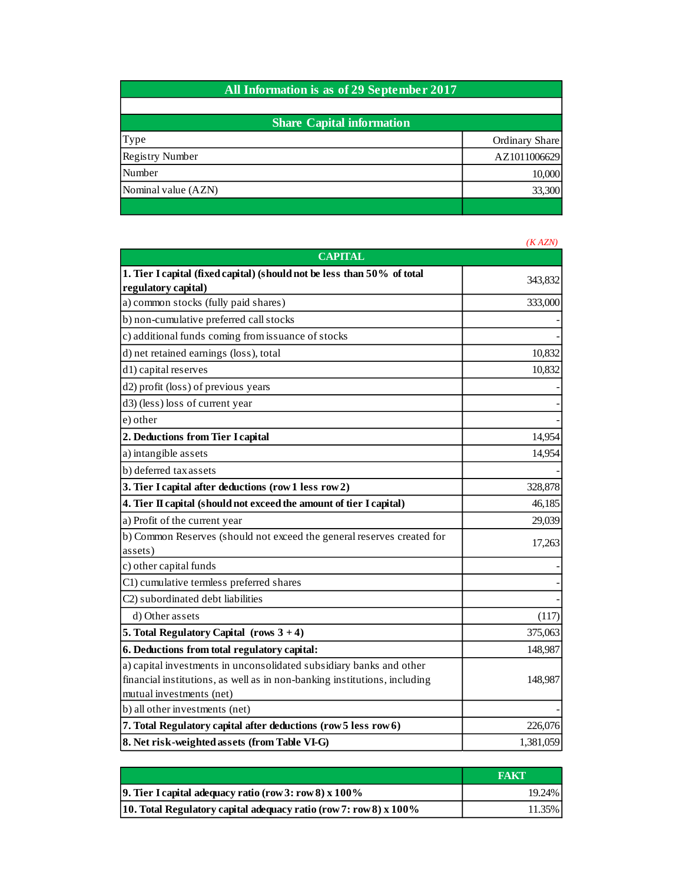| All Information is as of 29 September 2017 | |
|---|---|
| | |
| **Share Capital information** | |
| Type | Ordinary Share |
| Registry Number | AZ1011006629 |
| Number | 10,000 |
| Nominal value (AZN) | 33,300 |
| | |

*(K AZN)*

| CAPITAL | |
|---|---|
| **1. Tier I capital (fixed capital) (should not be less than 50% of total regulatory capital)** | 343,832 |
| a) common stocks (fully paid shares) | 333,000 |
| b) non-cumulative preferred call stocks | - |
| c) additional funds coming from issuance of stocks | - |
| d) net retained earnings (loss), total | 10,832 |
| d1) capital reserves | 10,832 |
| d2) profit (loss) of previous years | - |
| d3) (less) loss of current year | - |
| e) other | - |
| **2. Deductions from Tier I capital** | 14,954 |
| a) intangible assets | 14,954 |
| b) deferred tax assets | - |
| **3. Tier I capital after deductions (row 1 less row 2)** | 328,878 |
| **4. Tier II capital (should not exceed the amount of tier I capital)** | 46,185 |
| a) Profit of the current year | 29,039 |
| b) Common Reserves (should not exceed the general reserves created for assets) | 17,263 |
| c) other capital funds | - |
| C1) cumulative termless preferred shares | - |
| C2) subordinated debt liabilities | - |
| d) Other assets | (117) |
| **5. Total Regulatory Capital (rows 3 + 4)** | 375,063 |
| **6. Deductions from total regulatory capital:** | 148,987 |
| a) capital investments in unconsolidated subsidiary banks and other financial institutions, as well as in non-banking institutions, including mutual investments (net) | 148,987 |
| b) all other investments (net) | - |
| **7. Total Regulatory capital after deductions (row 5 less row 6)** | 226,076 |
| **8. Net risk-weighted assets (from Table VI-G)** | 1,381,059 |

| | FAKT |
|---|---|
| **9. Tier I capital adequacy ratio (row 3: row 8) x 100%** | 19.24% |
| **10. Total Regulatory capital adequacy ratio (row 7: row 8) x 100%** | 11.35% |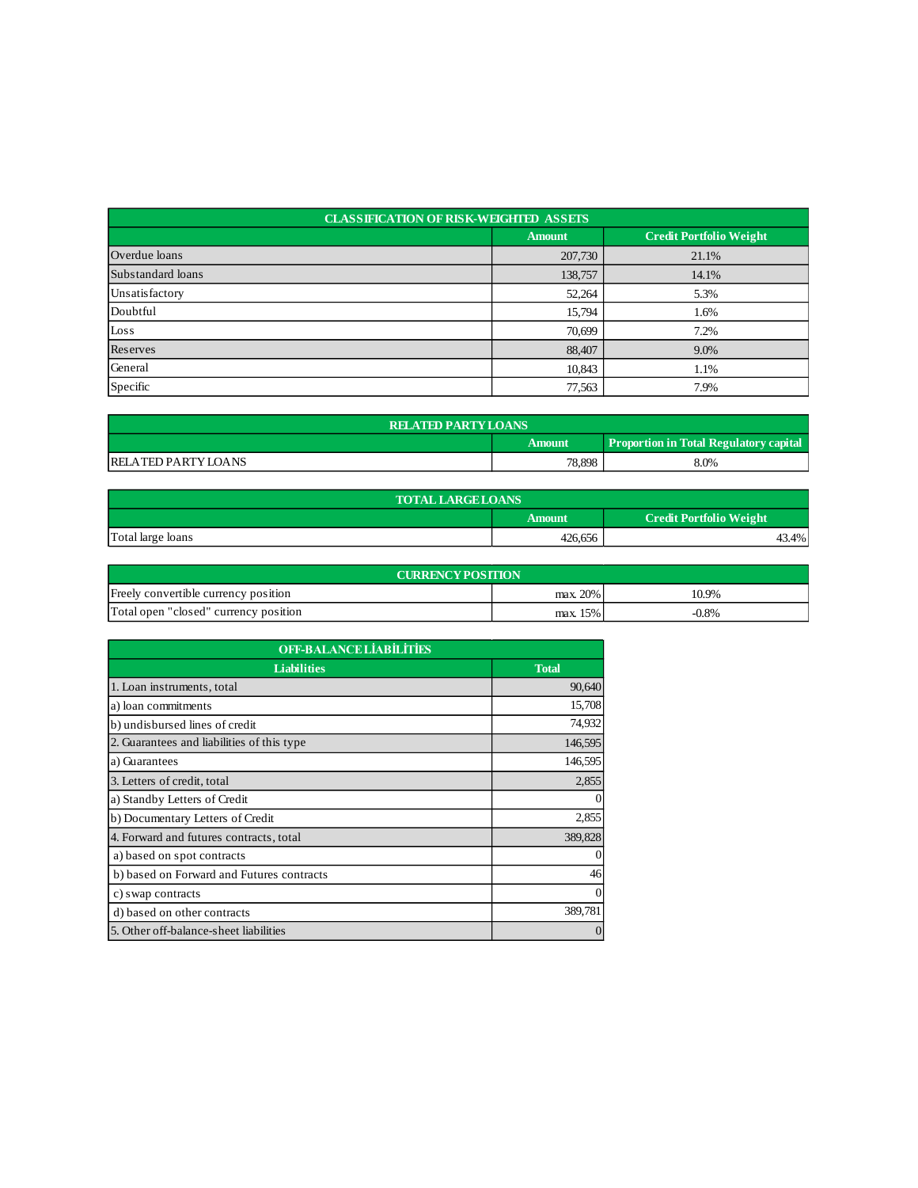| CLASSIFICATION OF RISK-WEIGHTED ASSETS | | |
|---|---|---|
| | Amount | Credit Portfolio Weight |
| Overdue loans | 207,730 | 21.1% |
| Substandard loans | 138,757 | 14.1% |
| Unsatisfactory | 52,264 | 5.3% |
| Doubtful | 15,794 | 1.6% |
| Loss | 70,699 | 7.2% |
| Reserves | 88,407 | 9.0% |
| General | 10,843 | 1.1% |
| Specific | 77,563 | 7.9% |

| RELATED PARTY LOANS | | |
|---|---|---|
| | Amount | Proportion in Total Regulatory capital |
| RELATED PARTY LOANS | 78,898 | 8.0% |

| TOTAL LARGE LOANS | | |
|---|---|---|
| | Amount | Credit Portfolio Weight |
| Total large loans | 426,656 | 43.4% |

| CURRENCY POSITION | | |
|---|---|---|
| Freely convertible currency position | max. 20% | 10.9% |
| Total open "closed" currency position | max. 15% | -0.8% |

| OFF-BALANCE LİABİLİTİES | |
|---|---|
| Liabilities | Total |
| 1. Loan instruments, total | 90,640 |
| a) loan commitments | 15,708 |
| b) undisbursed lines of credit | 74,932 |
| 2. Guarantees and liabilities of this type | 146,595 |
| a) Guarantees | 146,595 |
| 3. Letters of credit, total | 2,855 |
| a) Standby Letters of Credit | 0 |
| b) Documentary Letters of Credit | 2,855 |
| 4. Forward and futures contracts, total | 389,828 |
| a) based on spot contracts | 0 |
| b) based on Forward and Futures contracts | 46 |
| c) swap contracts | 0 |
| d) based on other contracts | 389,781 |
| 5. Other off-balance-sheet liabilities | 0 |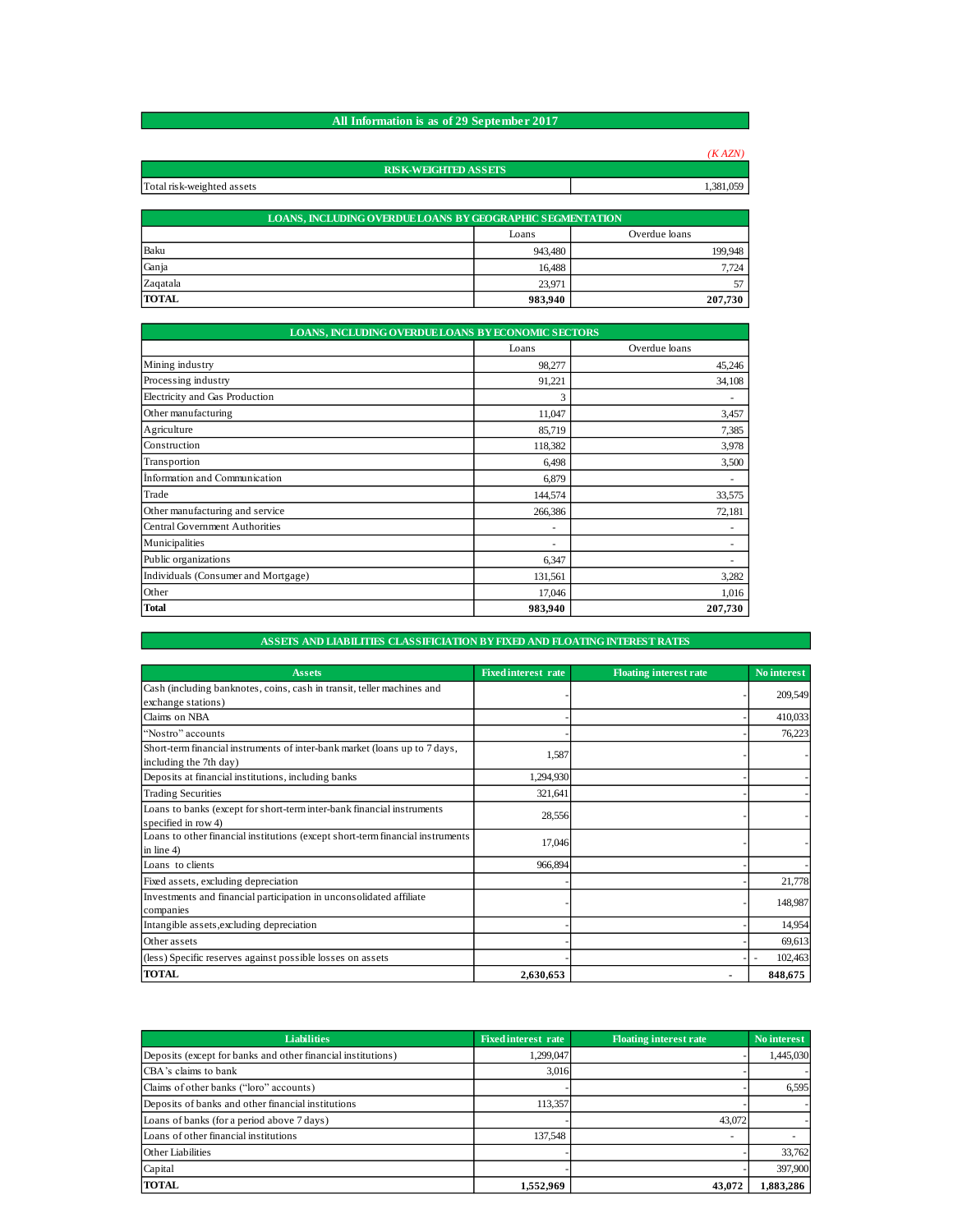**All Information is as of 29 September 2017**

*(K AZN)*

| RISK-WEIGHTED ASSETS | |
|---|---|
| Total risk-weighted assets | 1,381,059 |

| LOANS, INCLUDING OVERDUE LOANS BY GEOGRAPHIC SEGMENTATION | | |
|---|---|---|
| | Loans | Overdue loans |
| Baku | 943,480 | 199,948 |
| Ganja | 16,488 | 7,724 |
| Zaqatala | 23,971 | 57 |
| **TOTAL** | **983,940** | **207,730** |

| LOANS, INCLUDING OVERDUE LOANS BY ECONOMIC SECTORS | | |
|---|---|---|
| | Loans | Overdue loans |
| Mining industry | 98,277 | 45,246 |
| Processing industry | 91,221 | 34,108 |
| Electricity and Gas Production | 3 | - |
| Other manufacturing | 11,047 | 3,457 |
| Agriculture | 85,719 | 7,385 |
| Construction | 118,382 | 3,978 |
| Transportion | 6,498 | 3,500 |
| İnformation and Communication | 6,879 | - |
| Trade | 144,574 | 33,575 |
| Other manufacturing and service | 266,386 | 72,181 |
| Central Government Authorities | - | - |
| Municipalities | - | - |
| Public organizations | 6,347 | - |
| Individuals (Consumer and Mortgage) | 131,561 | 3,282 |
| Other | 17,046 | 1,016 |
| **Total** | **983,940** | **207,730** |

**ASSETS AND LIABILITIES CLASSIFICIATION BY FIXED AND FLOATING INTEREST RATES**

| Assets | Fixed interest rate | Floating interest rate | No interest |
|---|---|---|---|
| Cash (including banknotes, coins, cash in transit, teller machines and exchange stations) | - | - | 209,549 |
| Claims on NBA | - | - | 410,033 |
| "Nostro" accounts | - | - | 76,223 |
| Short-term financial instruments of inter-bank market (loans up to 7 days, including the 7th day) | 1,587 | - | - |
| Deposits at financial institutions, including banks | 1,294,930 | - | - |
| Trading Securities | 321,641 | - | - |
| Loans to banks (except for short-term inter-bank financial instruments specified in row 4) | 28,556 | - | - |
| Loans to other financial institutions (except short-term financial instruments in line 4) | 17,046 | - | - |
| Loans to clients | 966,894 | - | - |
| Fixed assets, excluding depreciation | - | - | 21,778 |
| Investments and financial participation in unconsolidated affiliate companies | - | - | 148,987 |
| Intangible assets,excluding depreciation | - | - | 14,954 |
| Other assets | - | - | 69,613 |
| (less) Specific reserves against possible losses on assets | - | - | - 102,463 |
| **TOTAL** | **2,630,653** | **-** | **848,675** |

| Liabilities | Fixed interest rate | Floating interest rate | No interest |
|---|---|---|---|
| Deposits (except for banks and other financial institutions) | 1,299,047 | - | 1,445,030 |
| CBA's claims to bank | 3,016 | - | - |
| Claims of other banks ("loro" accounts) | - | - | 6,595 |
| Deposits of banks and other financial institutions | 113,357 | - | - |
| Loans of banks (for a period above 7 days) | - | 43,072 | - |
| Loans of other financial institutions | 137,548 | - | - |
| Other Liabilities | - | - | 33,762 |
| Capital | - | - | 397,900 |
| **TOTAL** | **1,552,969** | **43,072** | **1,883,286** |